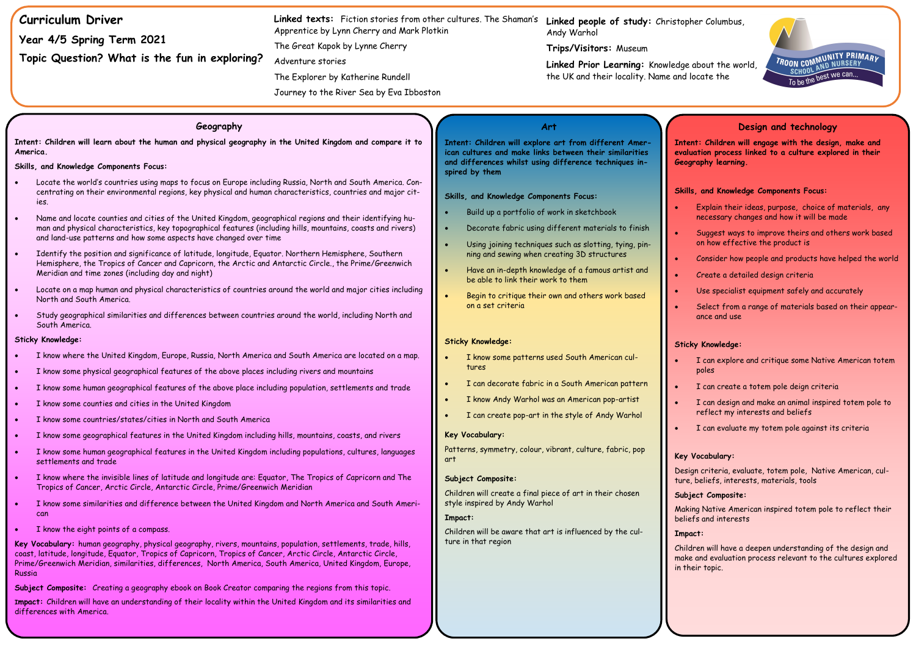# Curriculum Driver

## Year 4/5 Spring Term 2021

## Topic Question? What is the fun in exploring?

**Linked texts:** Fiction stories from other cultures. The Shaman's Apprentice by Lynn Cherry and Mark Plotkin

The Great Kapok by Lynne Cherry

Adventure stories

The Explorer by Katherine Rundell

Journey to the River Sea by Eva Ibboston

**Linked people of study:** Christopher Columbus, Andy Warhol

**Trips/Visitors:** Museum

**Linked Prior Learning:** Knowledge about the world, the UK and their locality. Name and locate the

TROON COMMUNITY PRIMARY SCHOOL AND NURSERY
To be the best we can...

## Geography

**Intent: Children will learn about the human and physical geography in the United Kingdom and compare it to America.**

**Skills, and Knowledge Components Focus:**

- Locate the world's countries using maps to focus on Europe including Russia, North and South America. Concentrating on their environmental regions, key physical and human characteristics, countries and major cities.
- Name and locate counties and cities of the United Kingdom, geographical regions and their identifying human and physical characteristics, key topographical features (including hills, mountains, coasts and rivers) and land-use patterns and how some aspects have changed over time
- Identify the position and significance of latitude, longitude, Equator. Northern Hemisphere, Southern Hemisphere, the Tropics of Cancer and Capricorn, the Arctic and Antarctic Circle., the Prime/Greenwich Meridian and time zones (including day and night)
- Locate on a map human and physical characteristics of countries around the world and major cities including North and South America.
- Study geographical similarities and differences between countries around the world, including North and South America.

**Sticky Knowledge:**

- I know where the United Kingdom, Europe, Russia, North America and South America are located on a map.
- I know some physical geographical features of the above places including rivers and mountains
- I know some human geographical features of the above place including population, settlements and trade
- I know some counties and cities in the United Kingdom
- I know some countries/states/cities in North and South America
- I know some geographical features in the United Kingdom including hills, mountains, coasts, and rivers
- I know some human geographical features in the United Kingdom including populations, cultures, languages settlements and trade
- I know where the invisible lines of latitude and longitude are: Equator, The Tropics of Capricorn and The Tropics of Cancer, Arctic Circle, Antarctic Circle, Prime/Greenwich Meridian
- I know some similarities and difference between the United Kingdom and North America and South American
- I know the eight points of a compass.

**Key Vocabulary:** human geography, physical geography, rivers, mountains, population, settlements, trade, hills, coast, latitude, longitude, Equator, Tropics of Capricorn, Tropics of Cancer, Arctic Circle, Antarctic Circle, Prime/Greenwich Meridian, similarities, differences, North America, South America, United Kingdom, Europe, Russia

**Subject Composite:** Creating a geography ebook on Book Creator comparing the regions from this topic.

**Impact:** Children will have an understanding of their locality within the United Kingdom and its similarities and differences with America.

## Art

**Intent: Children will explore art from different American cultures and make links between their similarities and differences whilst using difference techniques inspired by them**

**Skills, and Knowledge Components Focus:**

- Build up a portfolio of work in sketchbook
- Decorate fabric using different materials to finish
- Using joining techniques such as slotting, tying, pinning and sewing when creating 3D structures
- Have an in-depth knowledge of a famous artist and be able to link their work to them
- Begin to critique their own and others work based on a set criteria

**Sticky Knowledge:**

- I know some patterns used South American cultures
- I can decorate fabric in a South American pattern
- I know Andy Warhol was an American pop-artist
- I can create pop-art in the style of Andy Warhol

**Key Vocabulary:**

Patterns, symmetry, colour, vibrant, culture, fabric, pop art

**Subject Composite:**

Children will create a final piece of art in their chosen style inspired by Andy Warhol

**Impact:**

Children will be aware that art is influenced by the culture in that region

## Design and technology

**Intent: Children will engage with the design, make and evaluation process linked to a culture explored in their Geography learning.**

**Skills, and Knowledge Components Focus:**

- Explain their ideas, purpose, choice of materials, any necessary changes and how it will be made
- Suggest ways to improve theirs and others work based on how effective the product is
- Consider how people and products have helped the world
- Create a detailed design criteria
- Use specialist equipment safely and accurately
- Select from a range of materials based on their appearance and use

**Sticky Knowledge:**

- I can explore and critique some Native American totem poles
- I can create a totem pole deign criteria
- I can design and make an animal inspired totem pole to reflect my interests and beliefs
- I can evaluate my totem pole against its criteria

**Key Vocabulary:**

Design criteria, evaluate, totem pole, Native American, culture, beliefs, interests, materials, tools

**Subject Composite:**

Making Native American inspired totem pole to reflect their beliefs and interests

**Impact:**

Children will have a deepen understanding of the design and make and evaluation process relevant to the cultures explored in their topic.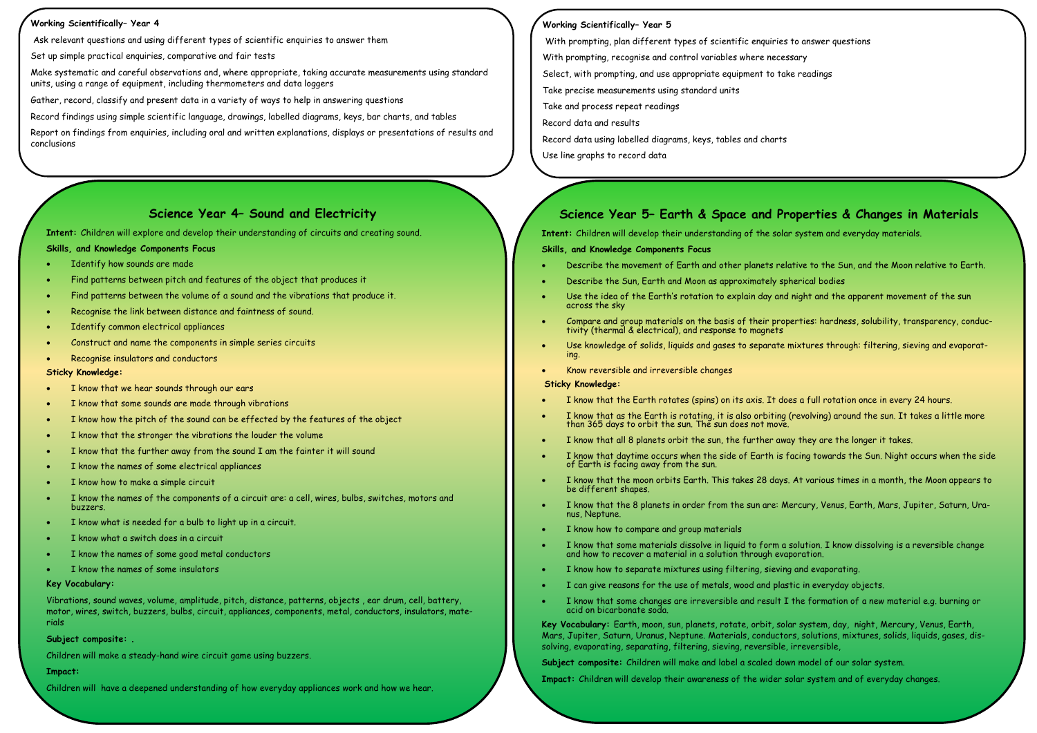**Working Scientifically– Year 4**

Ask relevant questions and using different types of scientific enquiries to answer them

Set up simple practical enquiries, comparative and fair tests

Make systematic and careful observations and, where appropriate, taking accurate measurements using standard units, using a range of equipment, including thermometers and data loggers

Gather, record, classify and present data in a variety of ways to help in answering questions

Record findings using simple scientific language, drawings, labelled diagrams, keys, bar charts, and tables

Report on findings from enquiries, including oral and written explanations, displays or presentations of results and conclusions

## Science Year 4– Sound and Electricity

**Intent:** Children will explore and develop their understanding of circuits and creating sound.

**Skills, and Knowledge Components Focus**

- Identify how sounds are made
- Find patterns between pitch and features of the object that produces it
- Find patterns between the volume of a sound and the vibrations that produce it.
- Recognise the link between distance and faintness of sound.
- Identify common electrical appliances
- Construct and name the components in simple series circuits
- Recognise insulators and conductors

**Sticky Knowledge:**

- I know that we hear sounds through our ears
- I know that some sounds are made through vibrations
- I know how the pitch of the sound can be effected by the features of the object
- I know that the stronger the vibrations the louder the volume
- I know that the further away from the sound I am the fainter it will sound
- I know the names of some electrical appliances
- I know how to make a simple circuit
- I know the names of the components of a circuit are: a cell, wires, bulbs, switches, motors and buzzers.
- I know what is needed for a bulb to light up in a circuit.
- I know what a switch does in a circuit
- I know the names of some good metal conductors
- I know the names of some insulators

**Key Vocabulary:**

Vibrations, sound waves, volume, amplitude, pitch, distance, patterns, objects , ear drum, cell, battery, motor, wires, switch, buzzers, bulbs, circuit, appliances, components, metal, conductors, insulators, materials

**Subject composite: .**

Children will make a steady-hand wire circuit game using buzzers.

**Impact:**

Children will have a deepened understanding of how everyday appliances work and how we hear.

**Working Scientifically– Year 5**

With prompting, plan different types of scientific enquiries to answer questions

With prompting, recognise and control variables where necessary

Select, with prompting, and use appropriate equipment to take readings

Take precise measurements using standard units

Take and process repeat readings

Record data and results

Record data using labelled diagrams, keys, tables and charts

Use line graphs to record data

## Science Year 5– Earth & Space and Properties & Changes in Materials

**Intent:** Children will develop their understanding of the solar system and everyday materials.

**Skills, and Knowledge Components Focus**

- Describe the movement of Earth and other planets relative to the Sun, and the Moon relative to Earth.
- Describe the Sun, Earth and Moon as approximately spherical bodies
- Use the idea of the Earth's rotation to explain day and night and the apparent movement of the sun across the sky
- Compare and group materials on the basis of their properties: hardness, solubility, transparency, conductivity (thermal & electrical), and response to magnets
- Use knowledge of solids, liquids and gases to separate mixtures through: filtering, sieving and evaporating.
- Know reversible and irreversible changes

**Sticky Knowledge:**

- I know that the Earth rotates (spins) on its axis. It does a full rotation once in every 24 hours.
- I know that as the Earth is rotating, it is also orbiting (revolving) around the sun. It takes a little more than 365 days to orbit the sun. The sun does not move.
- I know that all 8 planets orbit the sun, the further away they are the longer it takes.
- I know that daytime occurs when the side of Earth is facing towards the Sun. Night occurs when the side of Earth is facing away from the sun.
- I know that the moon orbits Earth. This takes 28 days. At various times in a month, the Moon appears to be different shapes.
- I know that the 8 planets in order from the sun are: Mercury, Venus, Earth, Mars, Jupiter, Saturn, Uranus, Neptune.
- I know how to compare and group materials
- I know that some materials dissolve in liquid to form a solution. I know dissolving is a reversible change and how to recover a material in a solution through evaporation.
- I know how to separate mixtures using filtering, sieving and evaporating.
- I can give reasons for the use of metals, wood and plastic in everyday objects.
- I know that some changes are irreversible and result I the formation of a new material e.g. burning or acid on bicarbonate soda.

**Key Vocabulary:** Earth, moon, sun, planets, rotate, orbit, solar system, day, night, Mercury, Venus, Earth, Mars, Jupiter, Saturn, Uranus, Neptune. Materials, conductors, solutions, mixtures, solids, liquids, gases, dissolving, evaporating, separating, filtering, sieving, reversible, irreversible,

**Subject composite:** Children will make and label a scaled down model of our solar system.

**Impact:** Children will develop their awareness of the wider solar system and of everyday changes.